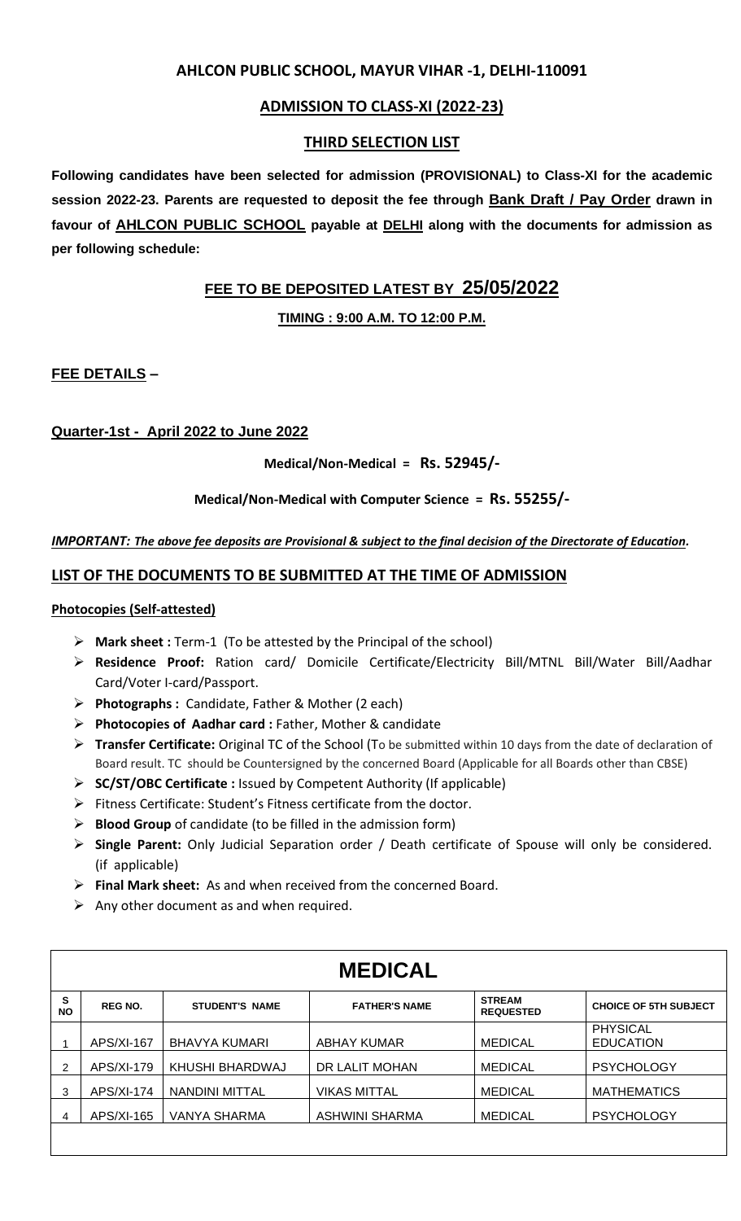## AHLCON PUBLIC SCHOOL, MAYUR VIHAR -1, DELHI-110091

## ADMISSION TO CLASS-XI (2022-23)

## THIRD SELECTION LIST

**Following candidates have been selected for admission (PROVISIONAL) to Class-XI for the academic session 2022-23. Parents are requested to deposit the fee through Bank Draft / Pay Order drawn in favour of AHLCON PUBLIC SCHOOL payable at DELHI along with the documents for admission as per following schedule:**

### FEE TO BE DEPOSITED LATEST BY 25/05/2022

**TIMING : 9:00 A.M. TO 12:00 P.M.**

**FEE DETAILS –**

**Quarter-1st - April 2022 to June 2022**

**Medical/Non-Medical = Rs. 52945/-**

**Medical/Non-Medical with Computer Science = Rs. 55255/-**

***IMPORTANT: The above fee deposits are Provisional & subject to the final decision of the Directorate of Education.***

### LIST OF THE DOCUMENTS TO BE SUBMITTED AT THE TIME OF ADMISSION

**Photocopies (Self-attested)**

- **Mark sheet :** Term-1 (To be attested by the Principal of the school)
- **Residence Proof:** Ration card/ Domicile Certificate/Electricity Bill/MTNL Bill/Water Bill/Aadhar Card/Voter I-card/Passport.
- **Photographs :** Candidate, Father & Mother (2 each)
- **Photocopies of Aadhar card :** Father, Mother & candidate
- **Transfer Certificate:** Original TC of the School (To be submitted within 10 days from the date of declaration of Board result. TC should be Countersigned by the concerned Board (Applicable for all Boards other than CBSE)
- **SC/ST/OBC Certificate :** Issued by Competent Authority (If applicable)
- Fitness Certificate: Student's Fitness certificate from the doctor.
- **Blood Group** of candidate (to be filled in the admission form)
- **Single Parent:** Only Judicial Separation order / Death certificate of Spouse will only be considered. (if applicable)
- **Final Mark sheet:** As and when received from the concerned Board.
- Any other document as and when required.

## MEDICAL

| S NO | REG NO. | STUDENT'S NAME | FATHER'S NAME | STREAM REQUESTED | CHOICE OF 5TH SUBJECT |
|---|---|---|---|---|---|
| 1 | APS/XI-167 | BHAVYA KUMARI | ABHAY KUMAR | MEDICAL | PHYSICAL EDUCATION |
| 2 | APS/XI-179 | KHUSHI BHARDWAJ | DR LALIT MOHAN | MEDICAL | PSYCHOLOGY |
| 3 | APS/XI-174 | NANDINI MITTAL | VIKAS MITTAL | MEDICAL | MATHEMATICS |
| 4 | APS/XI-165 | VANYA SHARMA | ASHWINI SHARMA | MEDICAL | PSYCHOLOGY |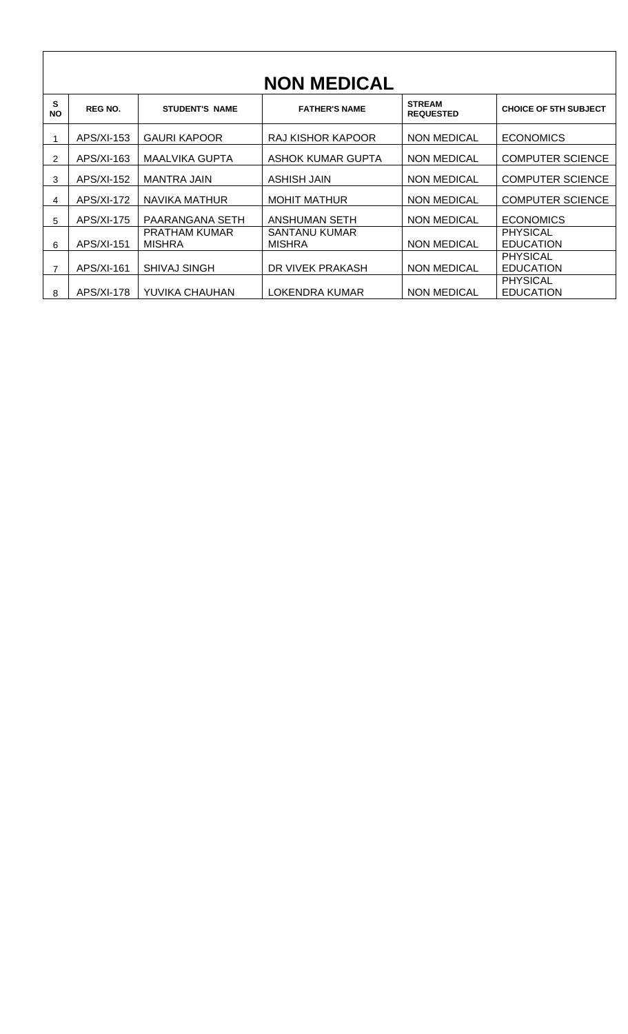# NON MEDICAL

| S NO | REG NO. | STUDENT'S NAME | FATHER'S NAME | STREAM REQUESTED | CHOICE OF 5TH SUBJECT |
|---|---|---|---|---|---|
| 1 | APS/XI-153 | GAURI KAPOOR | RAJ KISHOR KAPOOR | NON MEDICAL | ECONOMICS |
| 2 | APS/XI-163 | MAALVIKA GUPTA | ASHOK KUMAR GUPTA | NON MEDICAL | COMPUTER SCIENCE |
| 3 | APS/XI-152 | MANTRA JAIN | ASHISH JAIN | NON MEDICAL | COMPUTER SCIENCE |
| 4 | APS/XI-172 | NAVIKA MATHUR | MOHIT MATHUR | NON MEDICAL | COMPUTER SCIENCE |
| 5 | APS/XI-175 | PAARANGANA SETH | ANSHUMAN SETH | NON MEDICAL | ECONOMICS |
| 6 | APS/XI-151 | PRATHAM KUMAR MISHRA | SANTANU KUMAR MISHRA | NON MEDICAL | PHYSICAL EDUCATION |
| 7 | APS/XI-161 | SHIVAJ SINGH | DR VIVEK PRAKASH | NON MEDICAL | PHYSICAL EDUCATION |
| 8 | APS/XI-178 | YUVIKA CHAUHAN | LOKENDRA KUMAR | NON MEDICAL | PHYSICAL EDUCATION |